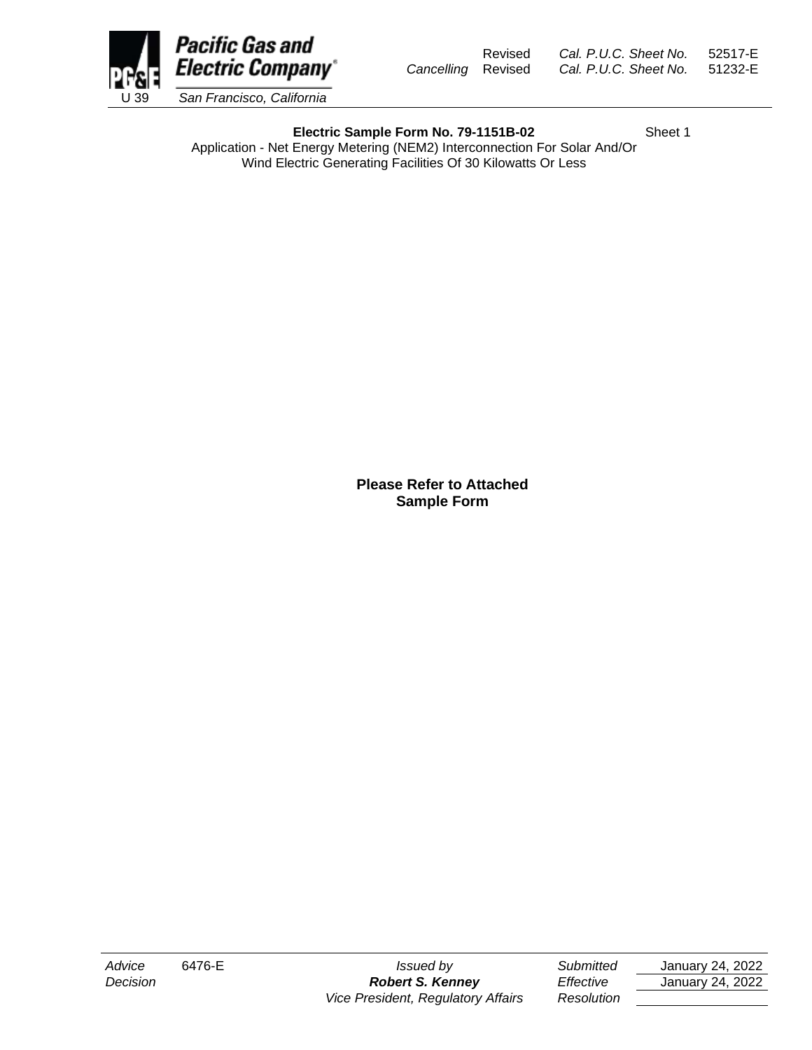Pacific Gas and Electric Company
U 39 San Francisco, California

Revised Cal. P.U.C. Sheet No. 52517-E
Cancelling Revised Cal. P.U.C. Sheet No. 51232-E

**Electric Sample Form No. 79-1151B-02** Sheet 1

Application - Net Energy Metering (NEM2) Interconnection For Solar And/Or Wind Electric Generating Facilities Of 30 Kilowatts Or Less

**Please Refer to Attached Sample Form**

| | | | | |
|---|---|---|---|---|
| *Advice* | 6476-E | *Issued by* | *Submitted* | January 24, 2022 |
| *Decision* | | ***Robert S. Kenney*** | *Effective* | January 24, 2022 |
| | | *Vice President, Regulatory Affairs* | *Resolution* | |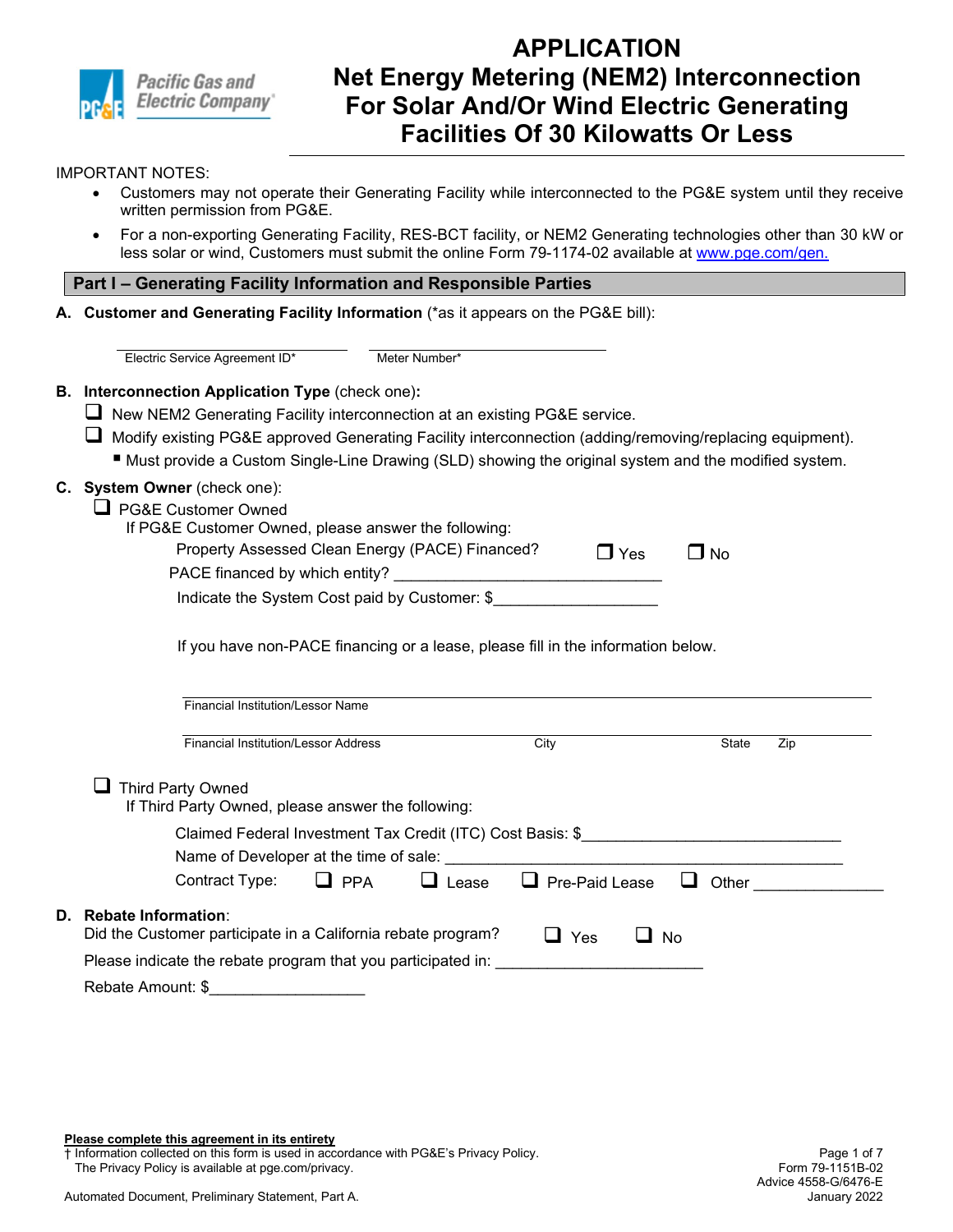Pacific Gas and Electric Company

# APPLICATION
# Net Energy Metering (NEM2) Interconnection For Solar And/Or Wind Electric Generating Facilities Of 30 Kilowatts Or Less

IMPORTANT NOTES:

- Customers may not operate their Generating Facility while interconnected to the PG&E system until they receive written permission from PG&E.
- For a non-exporting Generating Facility, RES-BCT facility, or NEM2 Generating technologies other than 30 kW or less solar or wind, Customers must submit the online Form 79-1174-02 available at www.pge.com/gen.

## Part I – Generating Facility Information and Responsible Parties

**A. Customer and Generating Facility Information** (*as it appears on the PG&E bill):

______________________ Electric Service Agreement ID*

______________________ Meter Number*

**B. Interconnection Application Type** (check one)**:**

- ☐ New NEM2 Generating Facility interconnection at an existing PG&E service.
- ☐ Modify existing PG&E approved Generating Facility interconnection (adding/removing/replacing equipment).
  - Must provide a Custom Single-Line Drawing (SLD) showing the original system and the modified system.

**C. System Owner** (check one):

☐ PG&E Customer Owned

If PG&E Customer Owned, please answer the following:

Property Assessed Clean Energy (PACE) Financed? ☐ Yes ☐ No

PACE financed by which entity? ______________________________

Indicate the System Cost paid by Customer: $__________________

If you have non-PACE financing or a lease, please fill in the information below.

______________________________________________________________
Financial Institution/Lessor Name

______________________________________________________________
Financial Institution/Lessor Address | City | State | Zip

☐ Third Party Owned

If Third Party Owned, please answer the following:

Claimed Federal Investment Tax Credit (ITC) Cost Basis: $______________________________

Name of Developer at the time of sale: ______________________________________________

Contract Type: ☐ PPA ☐ Lease ☐ Pre-Paid Lease ☐ Other _______________

**D. Rebate Information**:

Did the Customer participate in a California rebate program? ☐ Yes ☐ No

Please indicate the rebate program that you participated in: ________________________

Rebate Amount: $_________________

**Please complete this agreement in its entirety**

† Information collected on this form is used in accordance with PG&E's Privacy Policy. The Privacy Policy is available at pge.com/privacy.

Automated Document, Preliminary Statement, Part A.

Form 79-1151B-02
Advice 4558-G/6476-E
January 2022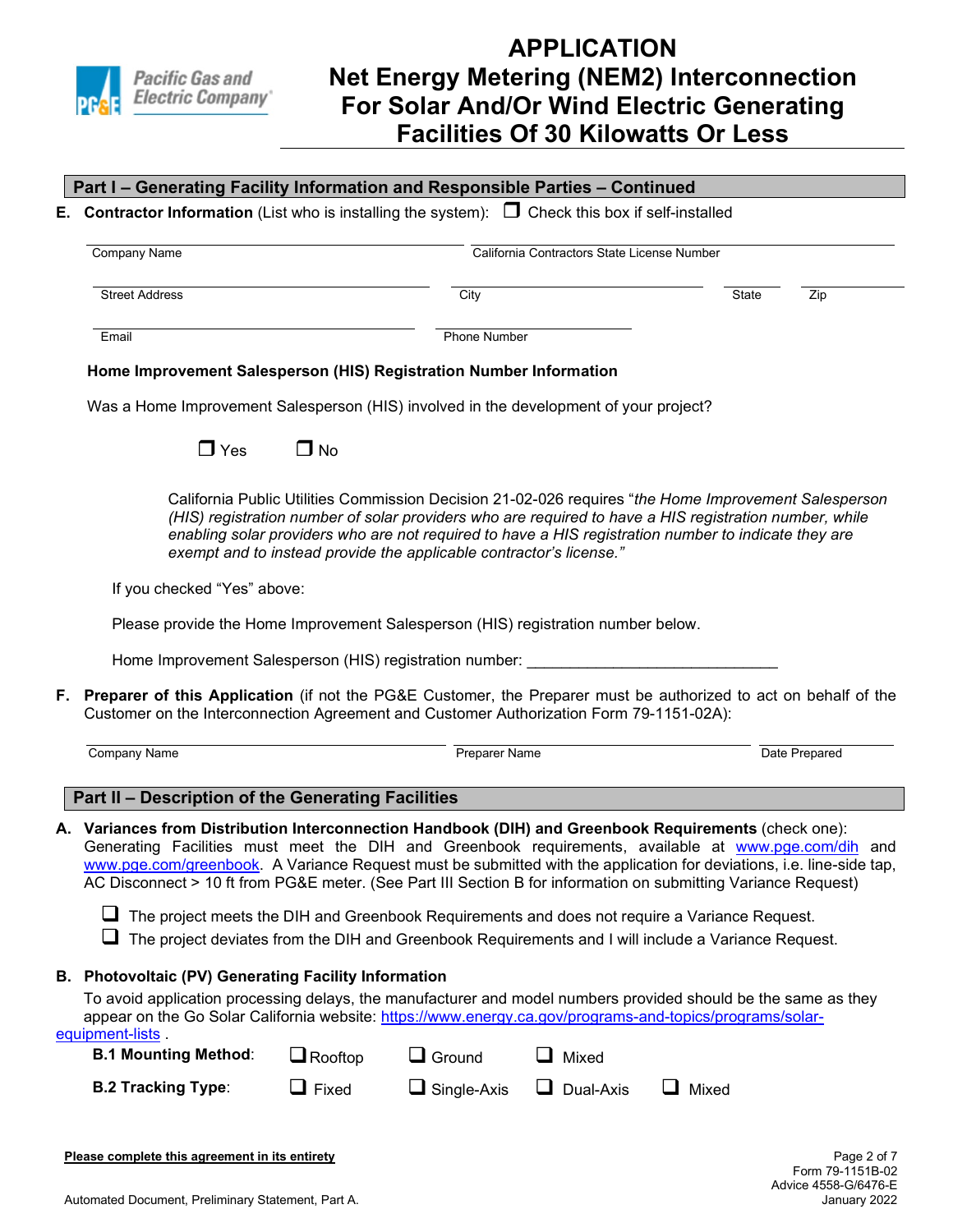# APPLICATION
# Net Energy Metering (NEM2) Interconnection For Solar And/Or Wind Electric Generating Facilities Of 30 Kilowatts Or Less

## Part I – Generating Facility Information and Responsible Parties – Continued

**E. Contractor Information** (List who is installing the system): ❒ Check this box if self-installed

Company Name ____________________ California Contractors State License Number ____________________

Street Address ____________________ City ____________________ State ______ Zip ______

Email ____________________ Phone Number ____________________

**Home Improvement Salesperson (HIS) Registration Number Information**

Was a Home Improvement Salesperson (HIS) involved in the development of your project?

❒ Yes ❒ No

California Public Utilities Commission Decision 21-02-026 requires "*the Home Improvement Salesperson (HIS) registration number of solar providers who are required to have a HIS registration number, while enabling solar providers who are not required to have a HIS registration number to indicate they are exempt and to instead provide the applicable contractor's license.*"

If you checked "Yes" above:

Please provide the Home Improvement Salesperson (HIS) registration number below.

Home Improvement Salesperson (HIS) registration number: _____________________________

**F. Preparer of this Application** (if not the PG&E Customer, the Preparer must be authorized to act on behalf of the Customer on the Interconnection Agreement and Customer Authorization Form 79-1151-02A):

Company Name ____________________ Preparer Name ____________________ Date Prepared ____________________

## Part II – Description of the Generating Facilities

**A. Variances from Distribution Interconnection Handbook (DIH) and Greenbook Requirements** (check one): Generating Facilities must meet the DIH and Greenbook requirements, available at www.pge.com/dih and www.pge.com/greenbook. A Variance Request must be submitted with the application for deviations, i.e. line-side tap, AC Disconnect > 10 ft from PG&E meter. (See Part III Section B for information on submitting Variance Request)

❒ The project meets the DIH and Greenbook Requirements and does not require a Variance Request.
❒ The project deviates from the DIH and Greenbook Requirements and I will include a Variance Request.

**B. Photovoltaic (PV) Generating Facility Information**

To avoid application processing delays, the manufacturer and model numbers provided should be the same as they appear on the Go Solar California website: https://www.energy.ca.gov/programs-and-topics/programs/solar-equipment-lists .

**B.1 Mounting Method**: ❒ Rooftop ❒ Ground ❒ Mixed

**B.2 Tracking Type**: ❒ Fixed ❒ Single-Axis ❒ Dual-Axis ❒ Mixed

**Please complete this agreement in its entirety**

Form 79-1151B-02
Advice 4558-G/6476-E
January 2022

Automated Document, Preliminary Statement, Part A.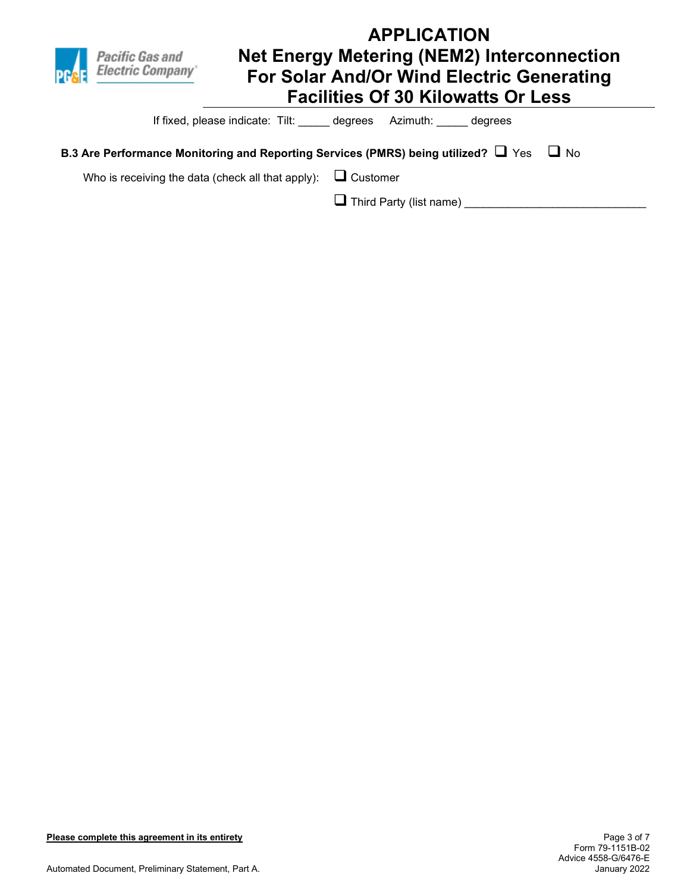If fixed, please indicate: Tilt: _____ degrees Azimuth: _____ degrees

**B.3 Are Performance Monitoring and Reporting Services (PMRS) being utilized?** ☐ Yes ☐ No

Who is receiving the data (check all that apply): ☐ Customer

☐ Third Party (list name) ____________________________

**Please complete this agreement in its entirety**

Form 79-1151B-02
Advice 4558-G/6476-E
January 2022

Automated Document, Preliminary Statement, Part A.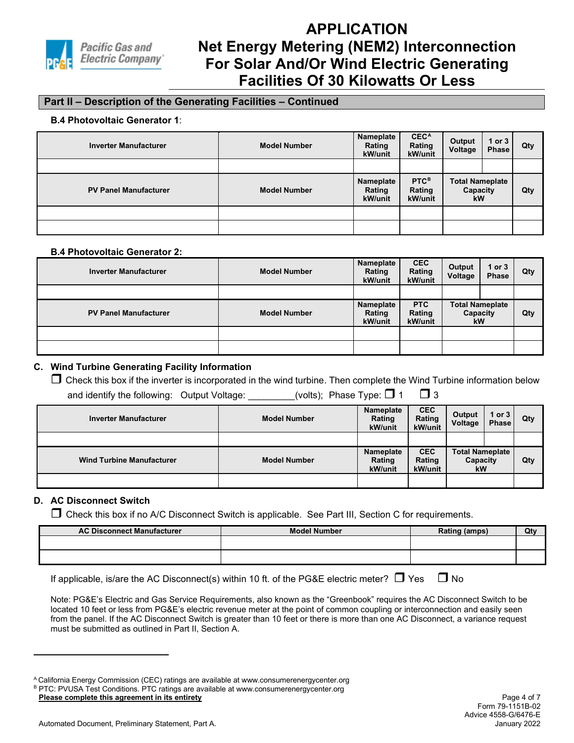# APPLICATION
# Net Energy Metering (NEM2) Interconnection For Solar And/Or Wind Electric Generating Facilities Of 30 Kilowatts Or Less

## Part II – Description of the Generating Facilities – Continued

**B.4 Photovoltaic Generator 1**:

| Inverter Manufacturer | Model Number | Nameplate Rating kW/unit | CEC[A] Rating kW/unit | Output Voltage | 1 or 3 Phase | Qty |
|---|---|---|---|---|---|---|
| | | | | | | |

| PV Panel Manufacturer | Model Number | Nameplate Rating kW/unit | PTC[B] Rating kW/unit | Total Nameplate Capacity kW | Qty |
|---|---|---|---|---|---|
| | | | | | |
| | | | | | |

**B.4 Photovoltaic Generator 2:**

| Inverter Manufacturer | Model Number | Nameplate Rating kW/unit | CEC Rating kW/unit | Output Voltage | 1 or 3 Phase | Qty |
|---|---|---|---|---|---|---|
| | | | | | | |

| PV Panel Manufacturer | Model Number | Nameplate Rating kW/unit | PTC Rating kW/unit | Total Nameplate Capacity kW | Qty |
|---|---|---|---|---|---|
| | | | | | |
| | | | | | |

**C. Wind Turbine Generating Facility Information**

☐ Check this box if the inverter is incorporated in the wind turbine. Then complete the Wind Turbine information below and identify the following: Output Voltage: _________(volts); Phase Type: ☐ 1 ☐ 3

| Inverter Manufacturer | Model Number | Nameplate Rating kW/unit | CEC Rating kW/unit | Output Voltage | 1 or 3 Phase | Qty |
|---|---|---|---|---|---|---|
| | | | | | | |

| Wind Turbine Manufacturer | Model Number | Nameplate Rating kW/unit | CEC Rating kW/unit | Total Nameplate Capacity kW | Qty |
|---|---|---|---|---|---|
| | | | | | |

**D. AC Disconnect Switch**

☐ Check this box if no A/C Disconnect Switch is applicable. See Part III, Section C for requirements.

| AC Disconnect Manufacturer | Model Number | Rating (amps) | Qty |
|---|---|---|---|
| | | | |
| | | | |

If applicable, is/are the AC Disconnect(s) within 10 ft. of the PG&E electric meter? ☐ Yes ☐ No

Note: PG&E's Electric and Gas Service Requirements, also known as the "Greenbook" requires the AC Disconnect Switch to be located 10 feet or less from PG&E's electric revenue meter at the point of common coupling or interconnection and easily seen from the panel. If the AC Disconnect Switch is greater than 10 feet or there is more than one AC Disconnect, a variance request must be submitted as outlined in Part II, Section A.

[A] California Energy Commission (CEC) ratings are available at www.consumerenergycenter.org

[B] PTC: PVUSA Test Conditions. PTC ratings are available at www.consumerenergycenter.org

**Please complete this agreement in its entirety**

Automated Document, Preliminary Statement, Part A.

Form 79-1151B-02
Advice 4558-G/6476-E
January 2022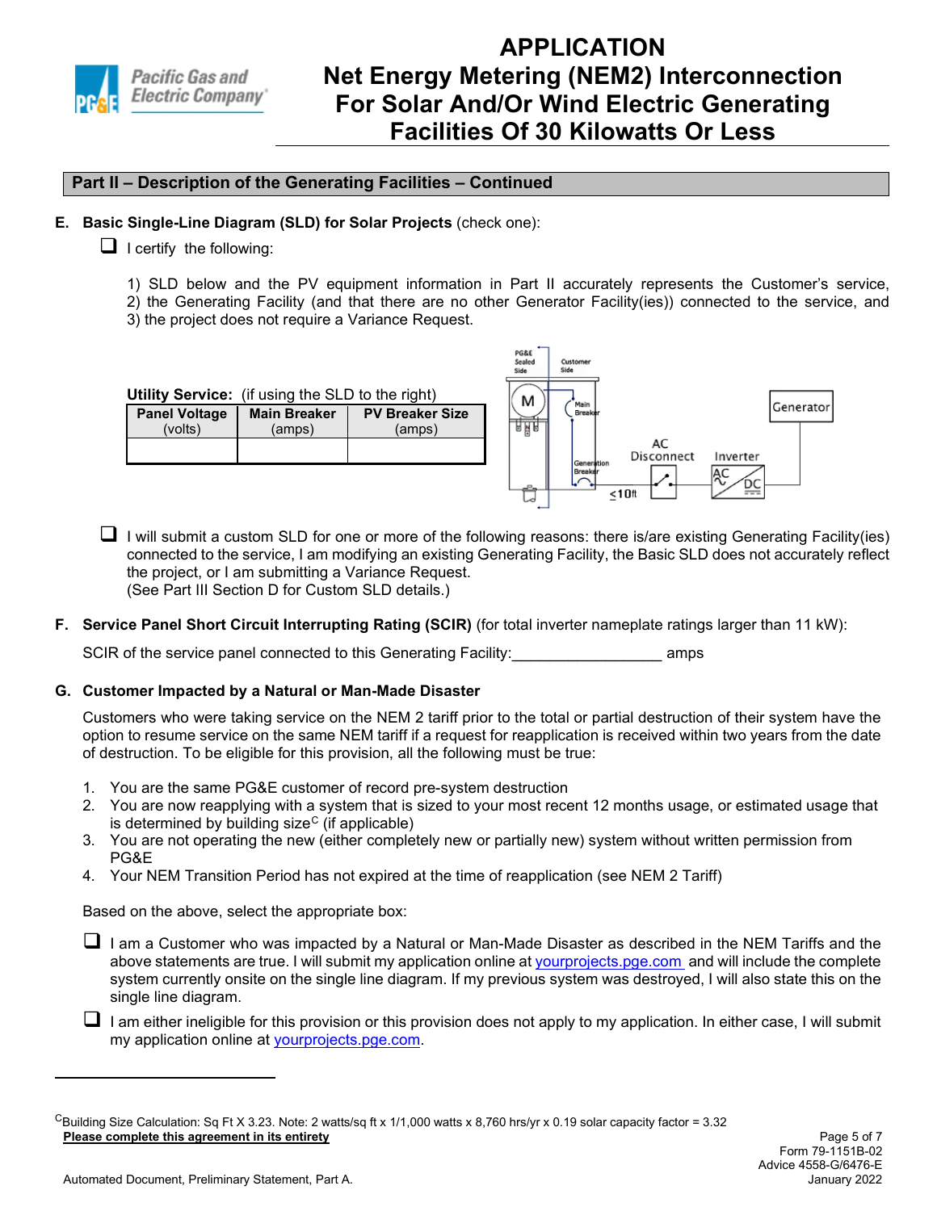# APPLICATION
# Net Energy Metering (NEM2) Interconnection For Solar And/Or Wind Electric Generating Facilities Of 30 Kilowatts Or Less

## Part II – Description of the Generating Facilities – Continued

**E. Basic Single-Line Diagram (SLD) for Solar Projects** (check one):

☐ I certify the following:

1) SLD below and the PV equipment information in Part II accurately represents the Customer's service, 2) the Generating Facility (and that there are no other Generator Facility(ies)) connected to the service, and 3) the project does not require a Variance Request.

**Utility Service:** (if using the SLD to the right)

| **Panel Voltage** (volts) | **Main Breaker** (amps) | **PV Breaker Size** (amps) |
|---|---|---|
| | | |

PG&E Sealed Side | Customer Side | M | Main Breaker | Generation Breaker | ≤10ft | AC Disconnect | Inverter | AC | DC | Generator

☐ I will submit a custom SLD for one or more of the following reasons: there is/are existing Generating Facility(ies) connected to the service, I am modifying an existing Generating Facility, the Basic SLD does not accurately reflect the project, or I am submitting a Variance Request.
(See Part III Section D for Custom SLD details.)

**F. Service Panel Short Circuit Interrupting Rating (SCIR)** (for total inverter nameplate ratings larger than 11 kW):

SCIR of the service panel connected to this Generating Facility:_________________ amps

**G. Customer Impacted by a Natural or Man-Made Disaster**

Customers who were taking service on the NEM 2 tariff prior to the total or partial destruction of their system have the option to resume service on the same NEM tariff if a request for reapplication is received within two years from the date of destruction. To be eligible for this provision, all the following must be true:

1. You are the same PG&E customer of record pre-system destruction
2. You are now reapplying with a system that is sized to your most recent 12 months usage, or estimated usage that is determined by building size[C] (if applicable)
3. You are not operating the new (either completely new or partially new) system without written permission from PG&E
4. Your NEM Transition Period has not expired at the time of reapplication (see NEM 2 Tariff)

Based on the above, select the appropriate box:

☐ I am a Customer who was impacted by a Natural or Man-Made Disaster as described in the NEM Tariffs and the above statements are true. I will submit my application online at yourprojects.pge.com and will include the complete system currently onsite on the single line diagram. If my previous system was destroyed, I will also state this on the single line diagram.

☐ I am either ineligible for this provision or this provision does not apply to my application. In either case, I will submit my application online at yourprojects.pge.com.

---

[C]Building Size Calculation: Sq Ft X 3.23. Note: 2 watts/sq ft x 1/1,000 watts x 8,760 hrs/yr x 0.19 solar capacity factor = 3.32

**Please complete this agreement in its entirety**

Form 79-1151B-02
Advice 4558-G/6476-E
January 2022

Automated Document, Preliminary Statement, Part A.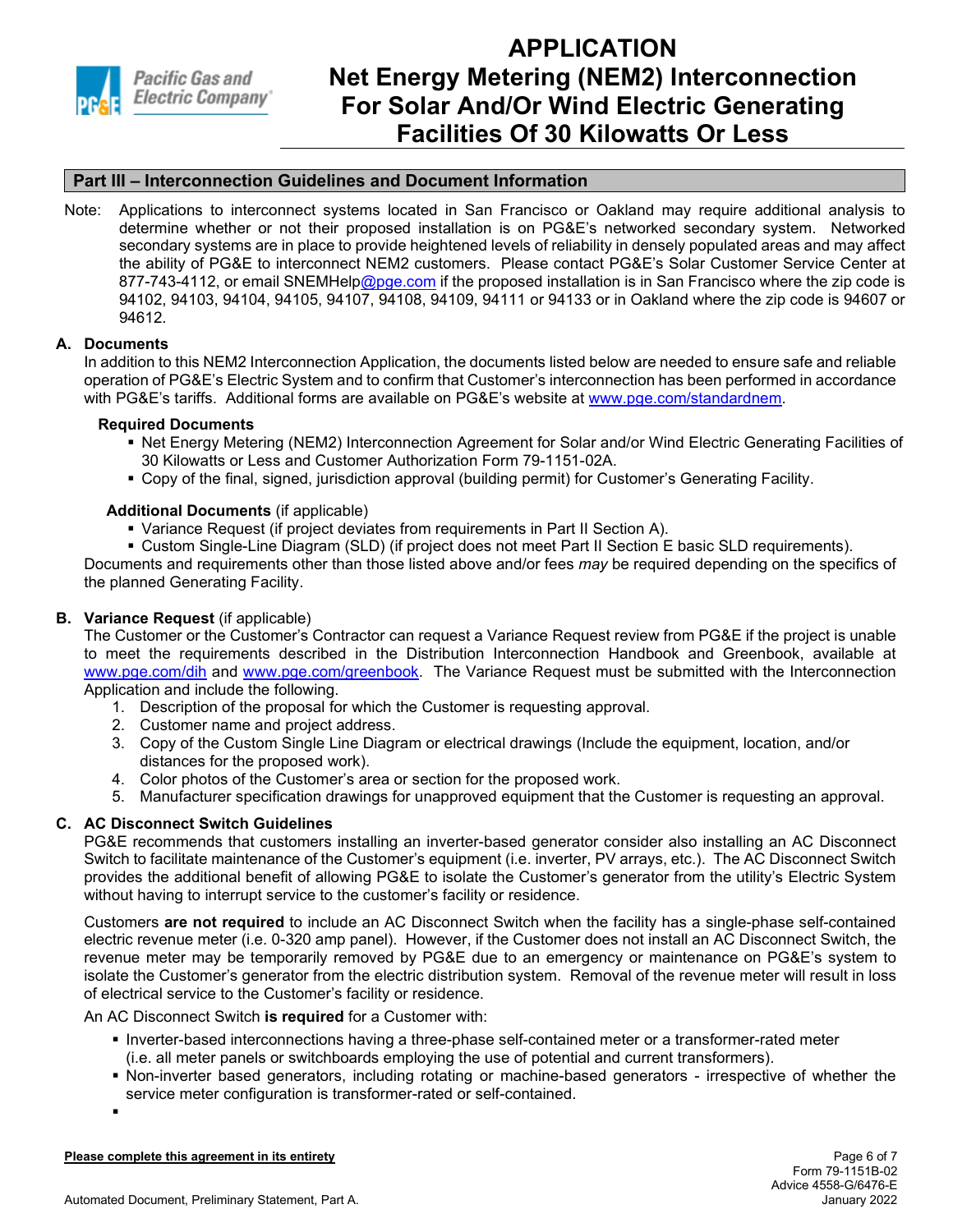## Part III – Interconnection Guidelines and Document Information

Note: Applications to interconnect systems located in San Francisco or Oakland may require additional analysis to determine whether or not their proposed installation is on PG&E's networked secondary system. Networked secondary systems are in place to provide heightened levels of reliability in densely populated areas and may affect the ability of PG&E to interconnect NEM2 customers. Please contact PG&E's Solar Customer Service Center at 877-743-4112, or email SNEMHelp@pge.com if the proposed installation is in San Francisco where the zip code is 94102, 94103, 94104, 94105, 94107, 94108, 94109, 94111 or 94133 or in Oakland where the zip code is 94607 or 94612.

### A. Documents

In addition to this NEM2 Interconnection Application, the documents listed below are needed to ensure safe and reliable operation of PG&E's Electric System and to confirm that Customer's interconnection has been performed in accordance with PG&E's tariffs. Additional forms are available on PG&E's website at www.pge.com/standardnem.

**Required Documents**

- Net Energy Metering (NEM2) Interconnection Agreement for Solar and/or Wind Electric Generating Facilities of 30 Kilowatts or Less and Customer Authorization Form 79-1151-02A.
- Copy of the final, signed, jurisdiction approval (building permit) for Customer's Generating Facility.

**Additional Documents** (if applicable)

- Variance Request (if project deviates from requirements in Part II Section A).
- Custom Single-Line Diagram (SLD) (if project does not meet Part II Section E basic SLD requirements).

Documents and requirements other than those listed above and/or fees *may* be required depending on the specifics of the planned Generating Facility.

### B. Variance Request (if applicable)

The Customer or the Customer's Contractor can request a Variance Request review from PG&E if the project is unable to meet the requirements described in the Distribution Interconnection Handbook and Greenbook, available at www.pge.com/dih and www.pge.com/greenbook. The Variance Request must be submitted with the Interconnection Application and include the following.

1. Description of the proposal for which the Customer is requesting approval.
2. Customer name and project address.
3. Copy of the Custom Single Line Diagram or electrical drawings (Include the equipment, location, and/or distances for the proposed work).
4. Color photos of the Customer's area or section for the proposed work.
5. Manufacturer specification drawings for unapproved equipment that the Customer is requesting an approval.

### C. AC Disconnect Switch Guidelines

PG&E recommends that customers installing an inverter-based generator consider also installing an AC Disconnect Switch to facilitate maintenance of the Customer's equipment (i.e. inverter, PV arrays, etc.). The AC Disconnect Switch provides the additional benefit of allowing PG&E to isolate the Customer's generator from the utility's Electric System without having to interrupt service to the customer's facility or residence.

Customers **are not required** to include an AC Disconnect Switch when the facility has a single-phase self-contained electric revenue meter (i.e. 0-320 amp panel). However, if the Customer does not install an AC Disconnect Switch, the revenue meter may be temporarily removed by PG&E due to an emergency or maintenance on PG&E's system to isolate the Customer's generator from the electric distribution system. Removal of the revenue meter will result in loss of electrical service to the Customer's facility or residence.

An AC Disconnect Switch **is required** for a Customer with:

- Inverter-based interconnections having a three-phase self-contained meter or a transformer-rated meter (i.e. all meter panels or switchboards employing the use of potential and current transformers).
- Non-inverter based generators, including rotating or machine-based generators - irrespective of whether the service meter configuration is transformer-rated or self-contained.
- 

**Please complete this agreement in its entirety**

Form 79-1151B-02
Advice 4558-G/6476-E
January 2022

Automated Document, Preliminary Statement, Part A.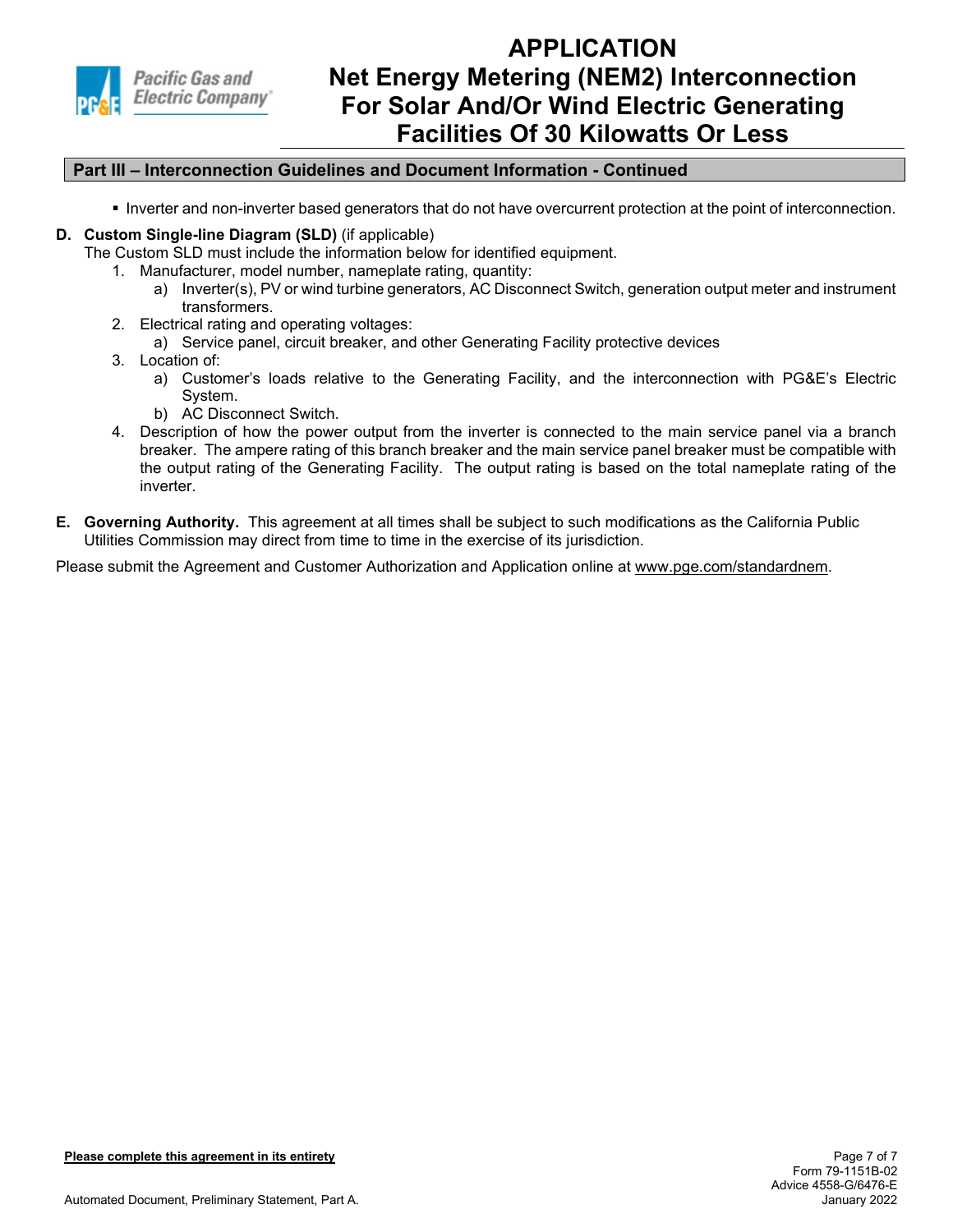## Part III – Interconnection Guidelines and Document Information - Continued

- Inverter and non-inverter based generators that do not have overcurrent protection at the point of interconnection.

**D. Custom Single-line Diagram (SLD)** (if applicable)

The Custom SLD must include the information below for identified equipment.

1. Manufacturer, model number, nameplate rating, quantity:
   a) Inverter(s), PV or wind turbine generators, AC Disconnect Switch, generation output meter and instrument transformers.
2. Electrical rating and operating voltages:
   a) Service panel, circuit breaker, and other Generating Facility protective devices
3. Location of:
   a) Customer's loads relative to the Generating Facility, and the interconnection with PG&E's Electric System.
   b) AC Disconnect Switch.
4. Description of how the power output from the inverter is connected to the main service panel via a branch breaker. The ampere rating of this branch breaker and the main service panel breaker must be compatible with the output rating of the Generating Facility. The output rating is based on the total nameplate rating of the inverter.

**E. Governing Authority.** This agreement at all times shall be subject to such modifications as the California Public Utilities Commission may direct from time to time in the exercise of its jurisdiction.

Please submit the Agreement and Customer Authorization and Application online at www.pge.com/standardnem.

**Please complete this agreement in its entirety**

Form 79-1151B-02
Advice 4558-G/6476-E
January 2022

Automated Document, Preliminary Statement, Part A.